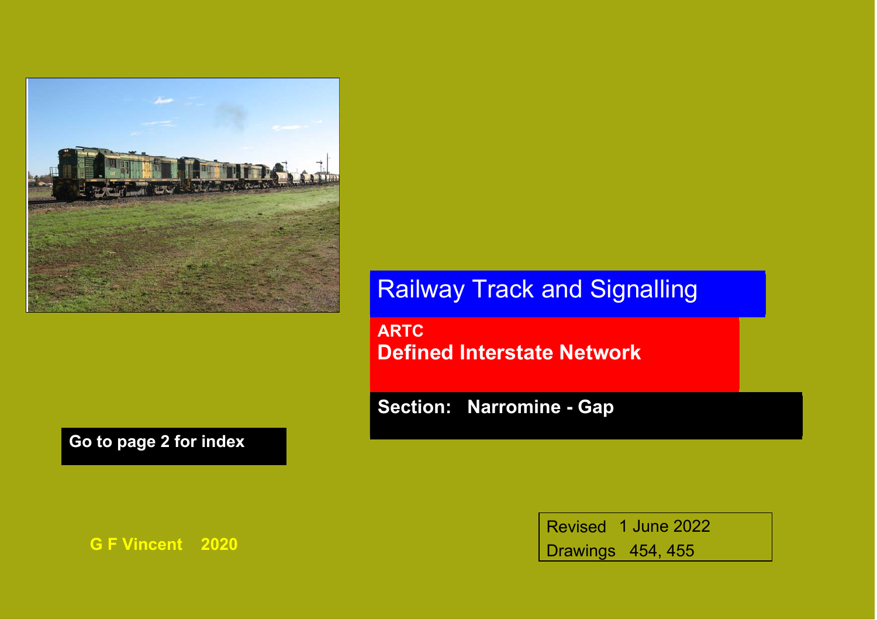# Railway Track and Signalling

**ARTC**

**Defined Interstate Network**

**Section: Narromine - Gap**

**Go to page 2 for index**

**G F Vincent 2020**

Revised 1 June 2022

Drawings 454, 455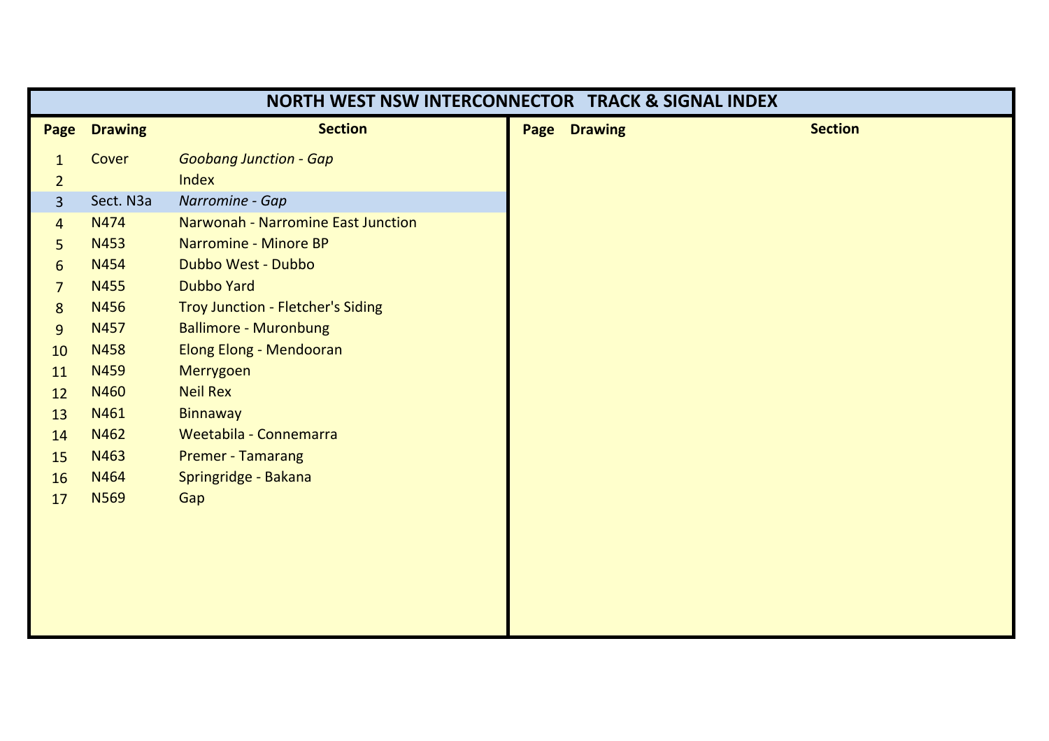# NORTH WEST NSW INTERCONNECTOR TRACK & SIGNAL INDEX

| Page | Drawing | Section |
|---|---|---|
| 1 | Cover | *Goobang Junction - Gap* |
| 2 | | Index |
| 3 | Sect. N3a | *Narromine - Gap* |
| 4 | N474 | Narwonah - Narromine East Junction |
| 5 | N453 | Narromine - Minore BP |
| 6 | N454 | Dubbo West - Dubbo |
| 7 | N455 | Dubbo Yard |
| 8 | N456 | Troy Junction - Fletcher's Siding |
| 9 | N457 | Ballimore - Muronbung |
| 10 | N458 | Elong Elong - Mendooran |
| 11 | N459 | Merrygoen |
| 12 | N460 | Neil Rex |
| 13 | N461 | Binnaway |
| 14 | N462 | Weetabila - Connemarra |
| 15 | N463 | Premer - Tamarang |
| 16 | N464 | Springridge - Bakana |
| 17 | N569 | Gap |

| Page | Drawing | Section |
|---|---|---|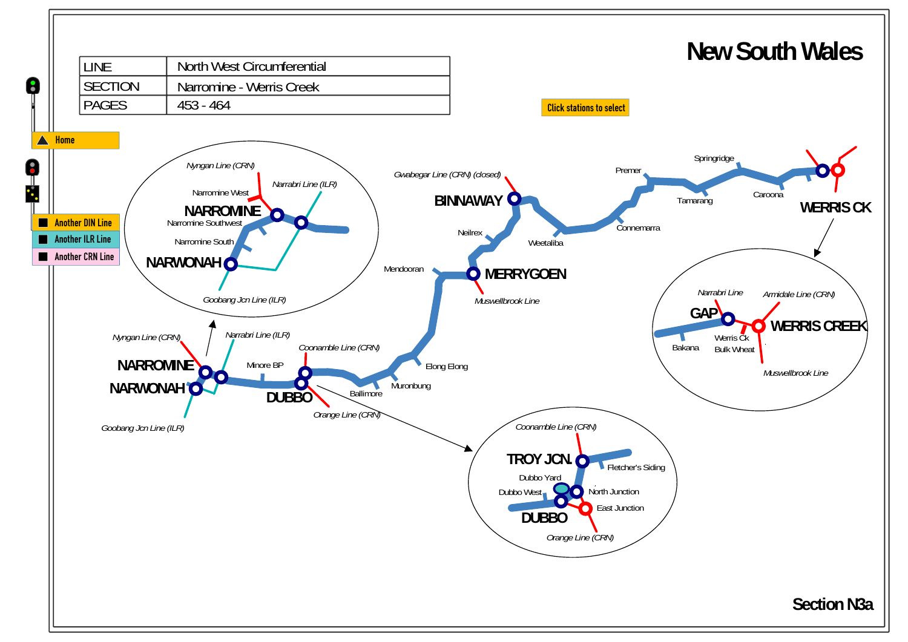# New South Wales

| | |
|---|---|
| LINE | North West Circumferential |
| SECTION | Narromine - Werris Creek |
| PAGES | 453 - 464 |

Click stations to select

Home

Another DIN Line

Another ILR Line

Another CRN Line

Nyngan Line (CRN)
Narrabri Line (ILR)
Narromine West
NARROMINE
Narromine Southwest
Narromine South
NARWONAH
Goobang Jcn Line (ILR)

Nyngan Line (CRN)
Narrabri Line (ILR)
NARROMINE
NARWONAH
Goobang Jcn Line (ILR)
Minore BP
Coonamble Line (CRN)
DUBBO
Orange Line (CRN)
Ballimore
Muronbung
Elong Elong
Mendooran
MERRYGOEN
Muswellbrook Line
Neilrex
Gwabegar Line (CRN) (closed)
BINNAWAY
Weetaliba
Connemarra
Premer
Tamarang
Springridge
Caroona
WERRIS CK

Narrabri Line
Armidale Line (CRN)
GAP
WERRIS CREEK
Bakana
Werris Ck Bulk Wheat
Muswellbrook Line

Coonamble Line (CRN)
TROY JCN.
Fletcher's Siding
Dubbo Yard
Dubbo West
North Junction
East Junction
DUBBO
Orange Line (CRN)

Section N3a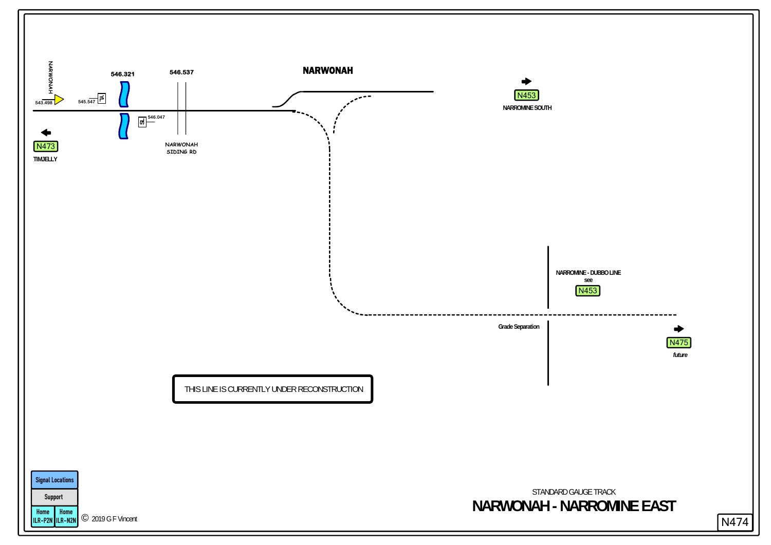NARWONAH

543.498

545.547

546.321

546.047

546.537

NARWONAH SIDING RD

NARWONAH

N453

NARROMINE SOUTH

N473

TIMJELLY

NARROMINE - DUBBO LINE
see
N453

Grade Separation

N475
*future*

THIS LINE IS CURRENTLY UNDER RECONSTRUCTION

Signal Locations

Support

Home ILR-P2N

Home ILR-N2N

© 2019 G F Vincent

STANDARD GAUGE TRACK

# NARWONAH - NARROMINE EAST

N474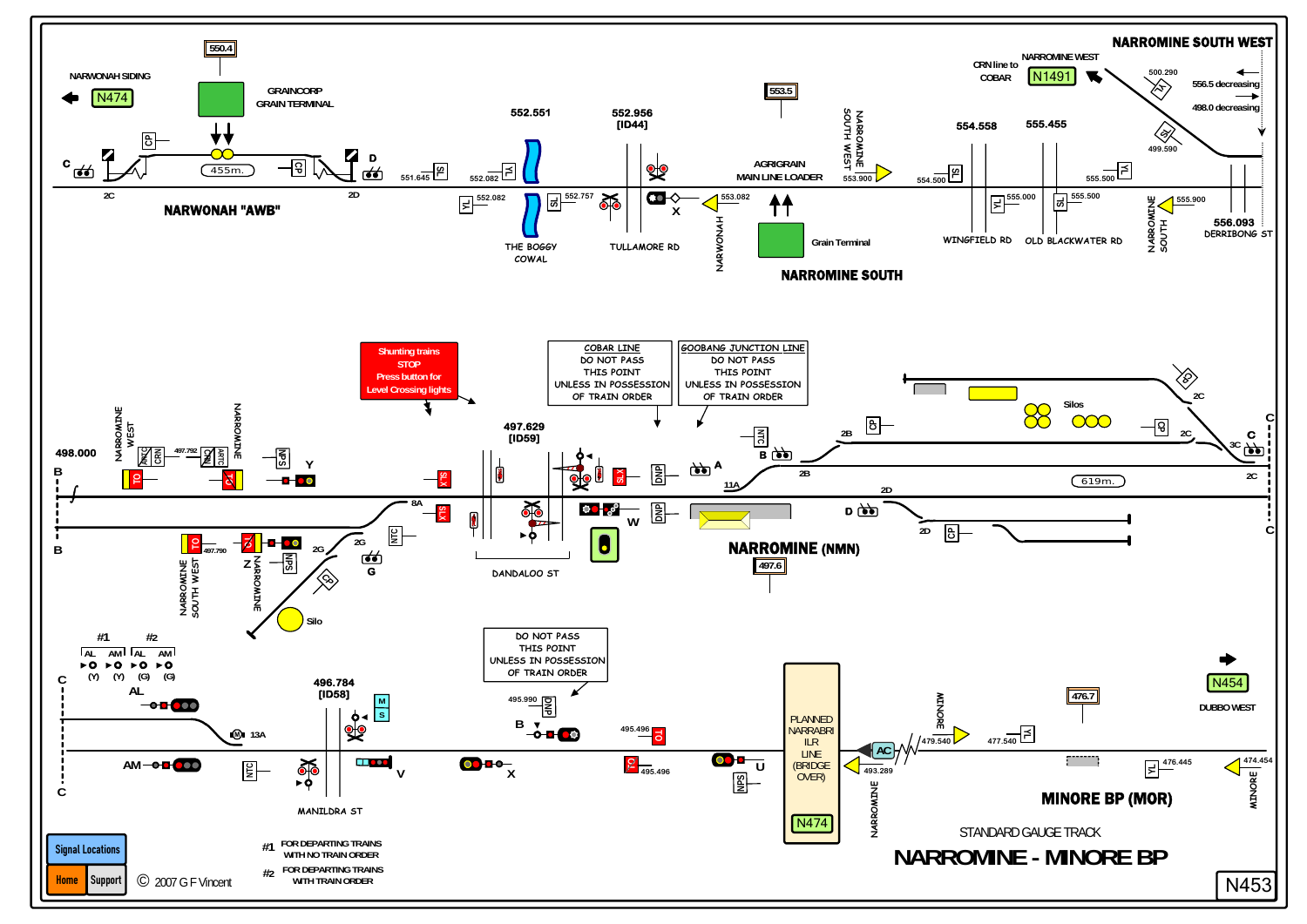# NARROMINE - MINORE BP

STANDARD GAUGE TRACK

## NARROMINE SOUTH WEST

NARWONAH SIDING N474

550.4

GRAINCORP GRAIN TERMINAL

455m.

NARWONAH "AWB"

552.551

552.956 [ID44]

553.5

AGRIGRAIN MAIN LINE LOADER

NARROMINE SOUTH WEST 553.900

THE BOGGY COWAL

TULLAMORE RD

NARWONAH

Grain Terminal

NARROMINE SOUTH

554.558

555.455

WINGFIELD RD

OLD BLACKWATER RD

NARROMINE SOUTH

556.093 DERRIBONG ST

CRN line to COBAR

NARROMINE WEST N1491

500.290

556.5 decreasing

498.0 decreasing

499.590

551.645, 552.082, 552.082, 552.757, 553.082, 554.500, 555.000, 555.500, 555.500, 555.900

Shunting trains STOP Press button for Level Crossing lights

COBAR LINE DO NOT PASS THIS POINT UNLESS IN POSSESSION OF TRAIN ORDER

GOOBANG JUNCTION LINE DO NOT PASS THIS POINT UNLESS IN POSSESSION OF TRAIN ORDER

498.000

NARROMINE WEST

497.792

NARROMINE

497.629 [ID59]

DANDALOO ST

NARROMINE (NMN)

497.6

Silos

619m.

497.790

NARROMINE SOUTH WEST

NARROMINE

Silo

DO NOT PASS THIS POINT UNLESS IN POSSESSION OF TRAIN ORDER

#1 #2

AL AM AL AM

(Y) (Y) (G) (G)

496.784 [ID58]

13A

495.990

495.496

495.496

MANILDRA ST

PLANNED NARRABRI ILR LINE (BRIDGE OVER) N474

NARROMINE

MINORE

479.540

477.540

476.7

476.445

474.454

MINORE

MINORE BP (MOR)

N454 DUBBO WEST

#1 FOR DEPARTING TRAINS WITH NO TRAIN ORDER

#2 FOR DEPARTING TRAINS WITH TRAIN ORDER

Signal Locations | Home | Support

© 2007 G F Vincent

N453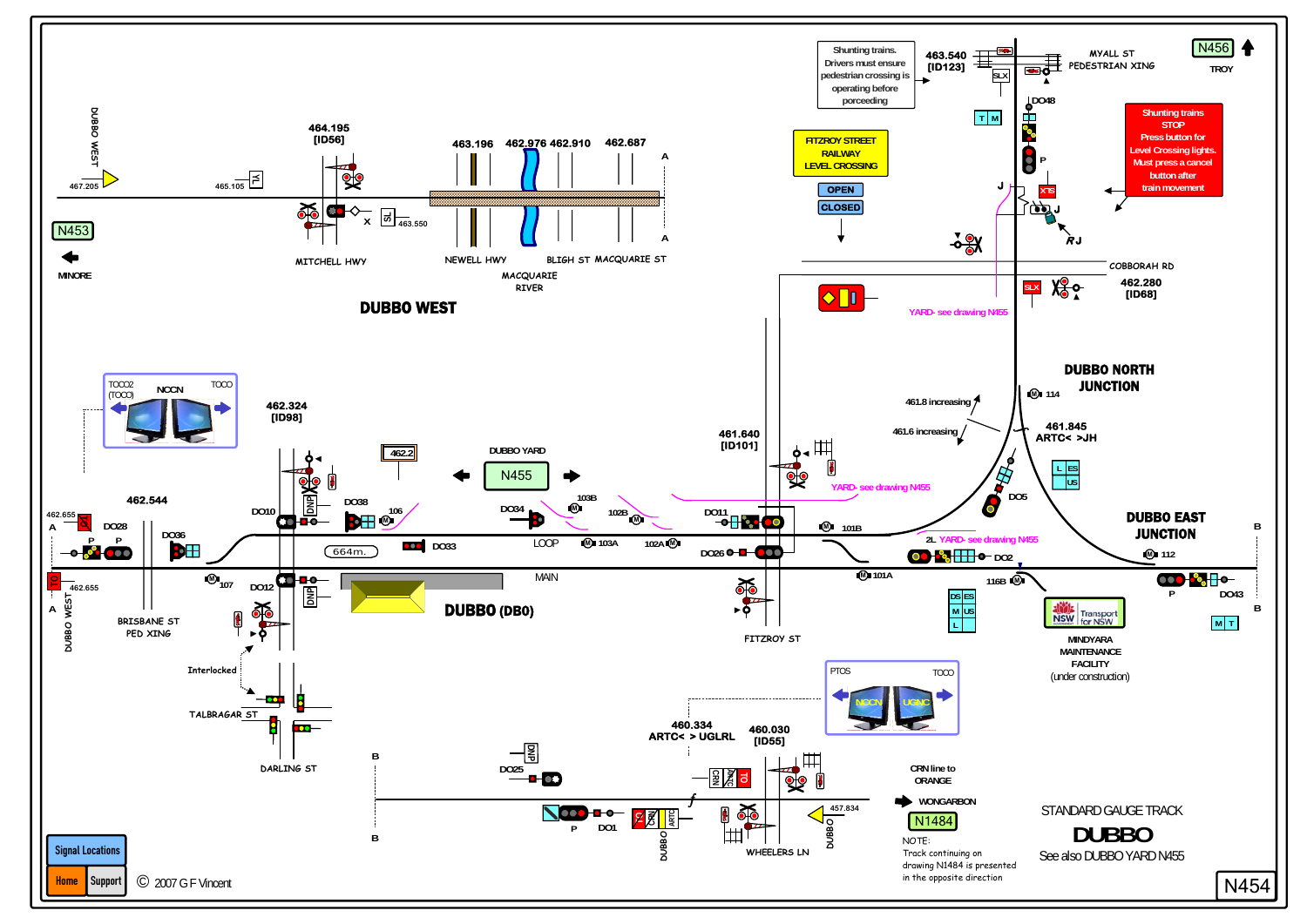DUBBO WEST

467.205

465.105

464.195
[ID56]

463.196

462.976

462.910

462.687

463.550

MITCHELL HWY

NEWELL HWY

BLIGH ST

MACQUARIE ST

MACQUARIE RIVER

N453

MINORE

Shunting trains. Drivers must ensure pedestrian crossing is operating before porceeding

463.540
[ID123]

MYALL ST PEDESTRIAN XING

N456

TROY

FITZROY STREET RAILWAY LEVEL CROSSING

OPEN

CLOSED

DO48

Shunting trains STOP Press button for Level Crossing lights. Must press a cancel button after train movement

COBBORAH RD

462.280
[ID68]

YARD- see drawing N455

DUBBO NORTH JUNCTION

114

461.8 increasing

461.6 increasing

461.845
ARTC< >JH

TOCO2 (TOCO)

NCCN

TOCO

462.324
[ID98]

462.2

DUBBO YARD

N455

461.640
[ID101]

YARD- see drawing N455

DO5

DUBBO EAST JUNCTION

462.544

462.655

DO28

DO36

DO10

DO38

106

DO34

103B

102B

DO11

101B

2L YARD- see drawing N455

112

664m.

DO33

LOOP

103A

102A

DO26

DO2

DO43

462.655

BRISBANE ST PED XING

107

DO12

MAIN

101A

116B

DUBBO (DB0)

FITZROY ST

MINDYARA MAINTENANCE FACILITY (under construction)

Interlocked

TALBRAGAR ST

DARLING ST

PTOS

TOCO

NCCN

UGNC

460.334
ARTC< > UGLRL

460.030
[ID55]

DO25

DO1

457.834

WHEELERS LN

CRN line to ORANGE

WONGARBON

N1484

NOTE: Track continuing on drawing N1484 is presented in the opposite direction

STANDARD GAUGE TRACK

DUBBO

See also DUBBO YARD N455

N454

Signal Locations

Home

Support

© 2007 G F Vincent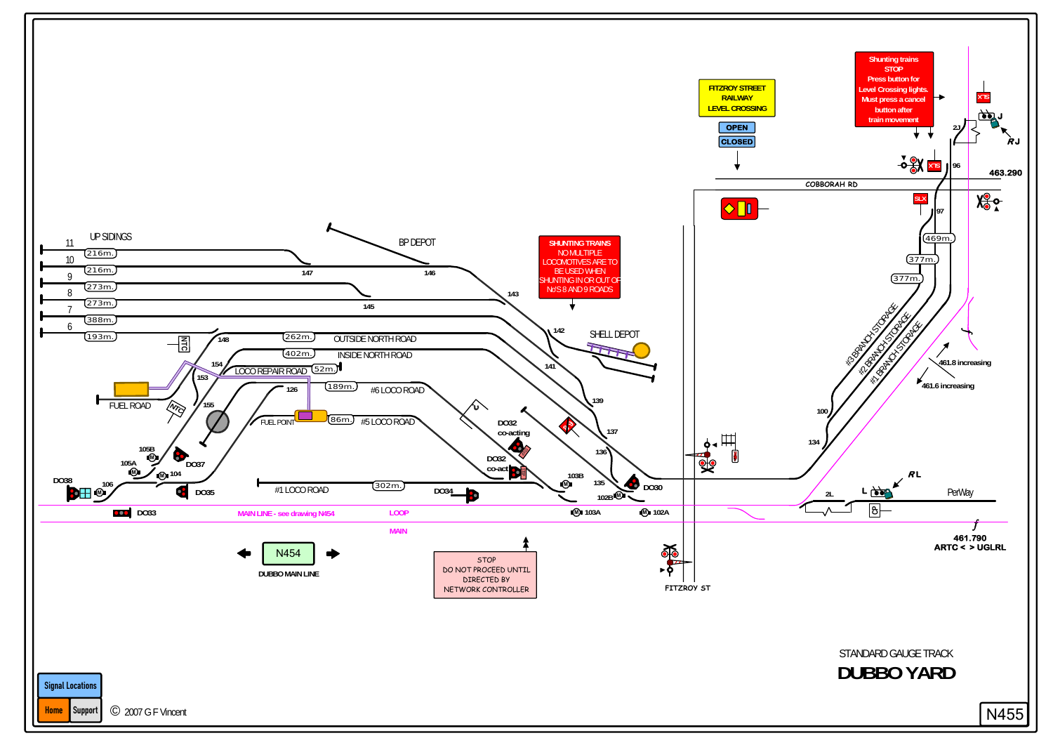FITZROY STREET RAILWAY LEVEL CROSSING

OPEN

CLOSED

Shunting trains STOP
Press button for Level Crossing lights.
Must press a cancel button after train movement

SHUNTING TRAINS NO MULTIPLE LOCOMOTIVES ARE TO BE USED WHEN SHUNTING IN OR OUT OF No'S 8 AND 9 ROADS

STOP
DO NOT PROCEED UNTIL DIRECTED BY NETWORK CONTROLLER

UP SIDINGS

11 216m.
10 216m.
9 273m.
8 273m.
7 388m.
6 193m.

BP DEPOT

SHELL DEPOT

FUEL ROAD

FUEL POINT

OUTSIDE NORTH ROAD 262m.

INSIDE NORTH ROAD 402m.

LOCO REPAIR ROAD 52m.

#6 LOCO ROAD 189m.

#5 LOCO ROAD 86m.

#1 LOCO ROAD 302m.

#3 BRANCH STORAGE 377m.

#2 BRANCH STORAGE 377m.

#1 BRANCH STORAGE 469m.

COBBORAH RD

463.290

461.8 increasing

461.6 increasing

PerWay

461.790
ARTC < > UGLRL

MAIN LINE - see drawing N454

LOOP

MAIN

N454

DUBBO MAIN LINE

FITZROY ST

DO38 DO33 DO37 DO35 DO34 DO32 co-acting DO32 co-act DO30

105B 105A 106 104 103B 103A 102B 102A

147 146 145 143 142 141 139 137 136 135 148 154 153 155 126 134 100 96 97

2J J RJ L RL 2L

NTC

STANDARD GAUGE TRACK

# DUBBO YARD

N455

Signal Locations

Home Support

© 2007 G F Vincent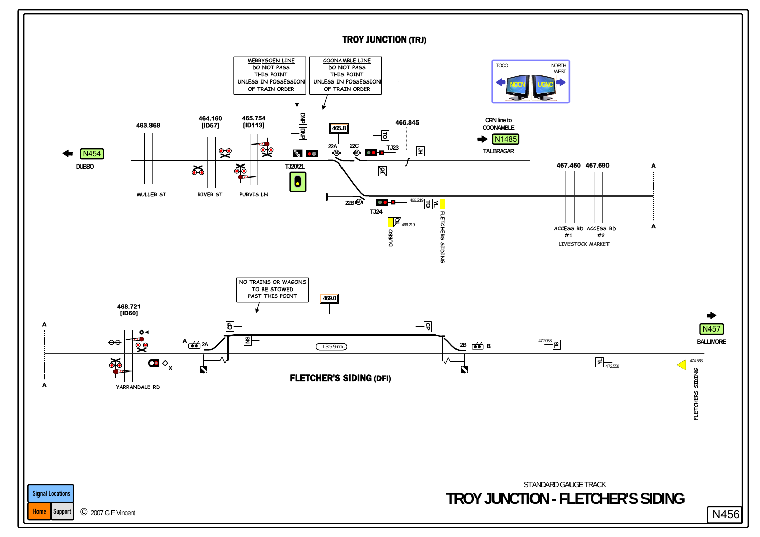# TROY JUNCTION (TRJ)

MERRYGOEN LINE
DO NOT PASS
THIS POINT
UNLESS IN POSSESSION
OF TRAIN ORDER

COONAMBLE LINE
DO NOT PASS
THIS POINT
UNLESS IN POSSESSION
OF TRAIN ORDER

TOCO

NORTH WEST

NGCN

UGNC

N454

DUBBO

463.868

464.160
[ID57]

465.754
[ID113]

DNP

DNP

465.8

466.845

CRN line to COONAMBLE

N1485

TALBRAGAR

MULLER ST

RIVER ST

PURVIS LN

TJ20/21

22A

22C

TJ23

TO

HT

RC

22B

TJ24

466.219

TO

YL

466.219

DUBBO

FLETCHERS SIDING

467.460

467.690

A

A

ACCESS RD #1

ACCESS RD #2

LIVESTOCK MARKET

NO TRAINS OR WAGONS
TO BE STOWED
PAST THIS POINT

469.0

468.721
[ID60]

A

A

YARRANDALE RD

X

A

2A

CP

NS

1359m.

CP

2B

B

472.058

472.558

474.563

FLETCHERS SIDING

N457

BALLIMORE

## FLETCHER'S SIDING (DFI)

Signal Locations

Home

Support

© 2007 G F Vincent

STANDARD GAUGE TRACK

# TROY JUNCTION - FLETCHER'S SIDING

N456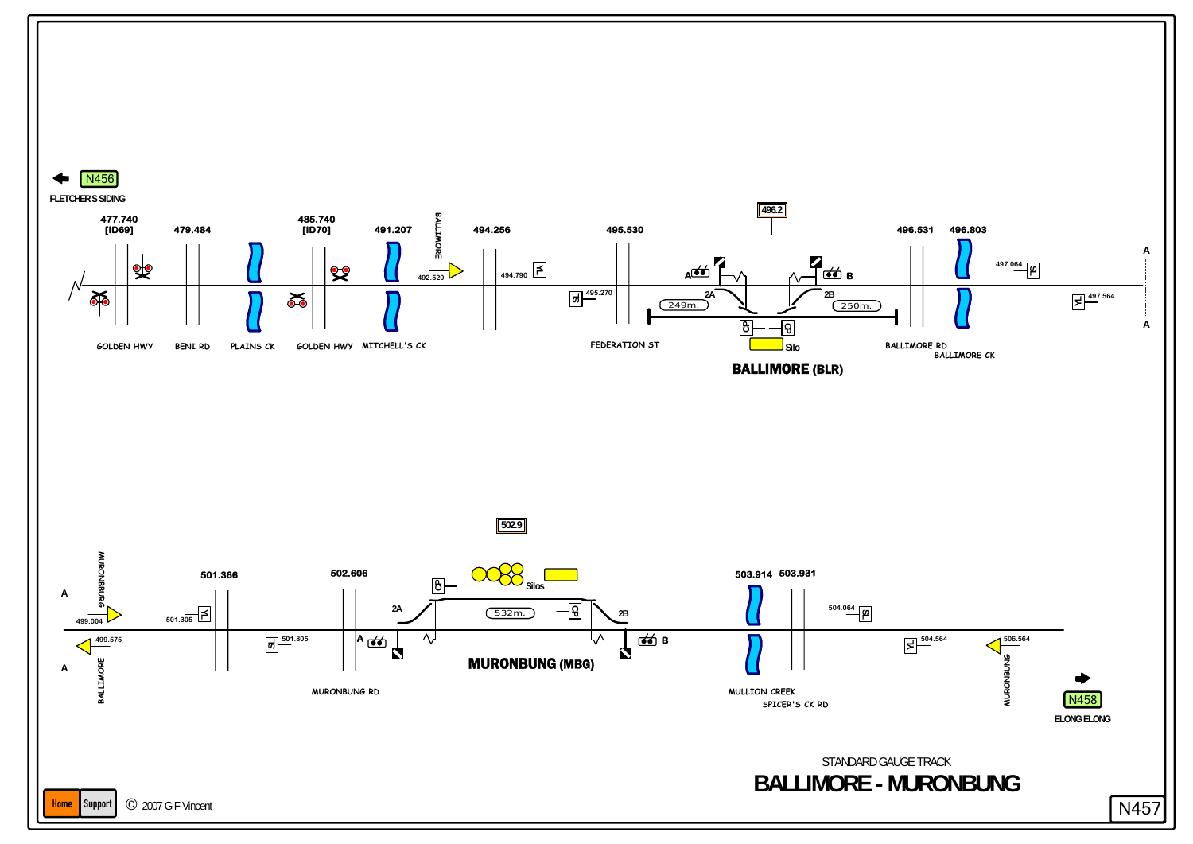N456
FLETCHER'S SIDING

477.740
[ID69]
479.484
485.740
[ID70]
491.207
BALLIMORE
492.520
494.256
494.790
495.270
495.530
496.2
A
2A
249m.
B
2B
250m.
Silo
496.531
496.803
497.064
497.564
A
A

GOLDEN HWY
BENI RD
PLAINS CK
GOLDEN HWY
MITCHELL'S CK
FEDERATION ST
BALLIMORE RD
BALLIMORE CK

**BALLIMORE (BLR)**

502.9
MURONBUNG
A
499.004
499.575
A
BALLIMORE
501.366
501.305
501.805
502.606
A
2A
Silos
532m.
2B
B
503.914
503.931
504.064
504.564
506.564
MURONBUNG

MURONBUNG RD
**MURONBUNG (MBG)**
MULLION CREEK
SPICER'S CK RD

N458
ELONG ELONG

STANDARD GAUGE TRACK

**BALLIMORE - MURONBUNG**

Home
Support
© 2007 G F Vincent

N457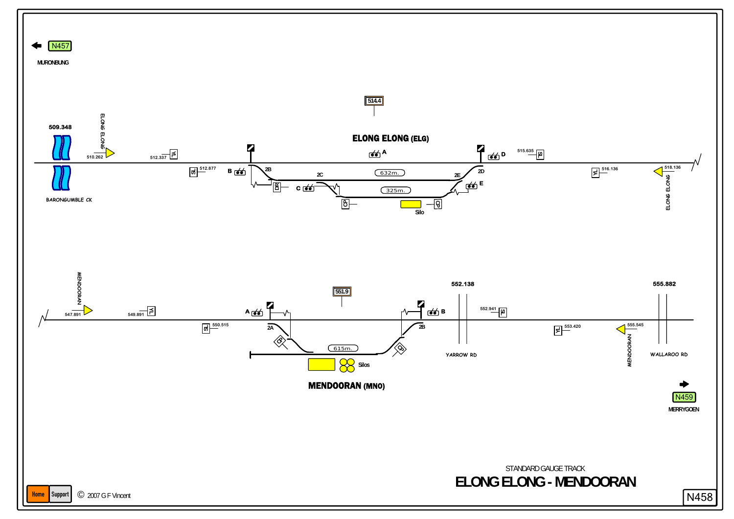N457

MURONBUNG

514.4

## ELONG ELONG (ELG)

509.348

BARONGUMBLE CK

ELONG ELONG

510.262

512.337 YL

512.877 SL

B

2B

DR

C

2C

632m.

325m.

A

CP

Silo

CP

2E

2D

D

E

515.635 SL

516.136 YL

518.136

ELONG ELONG

MENDOORAN

547.891

549.891 YL

550.515 SL

A

2A

551.9

615m.

Silos

## MENDOORAN (MNO)

B

2B

552.138

YARROW RD

552.941 SL

553.420 YL

555.545

MENDOORAN

555.882

WALLAROO RD

N459

MERRYGOEN

STANDARD GAUGE TRACK

# ELONG ELONG - MENDOORAN

Home Support © 2007 G F Vincent

N458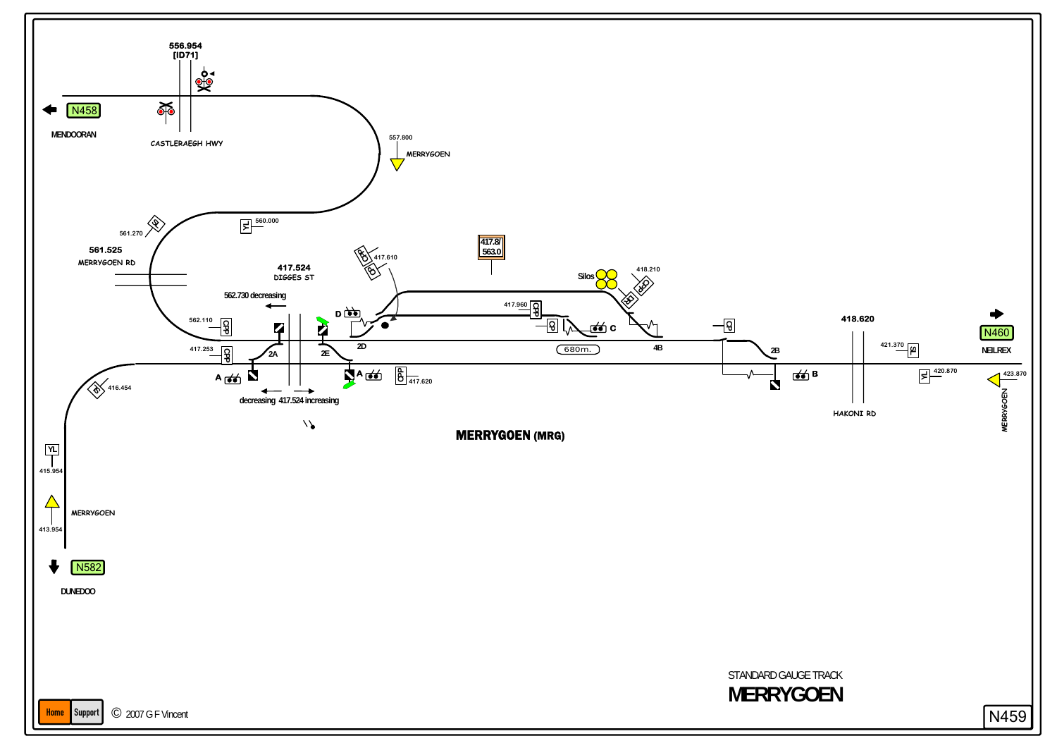556.954
[ID71]

N458

MENDOORAN

CASTLERAEGH HWY

557.800

MERRYGOEN

561.270

560.000

561.525

MERRYGOEN RD

417.524

DIGGES ST

562.730 decreasing

562.110

417.253

2A

2E

2D

417.610

D

417.8/
563.0

417.960

C

680m.

Silos

418.210

4B

2B

418.620

421.370

N460

NEILREX

420.870

423.870

MERRYGOEN

B

HAKONI RD

A

A

417.620

416.454

decreasing 417.524 increasing

MERRYGOEN (MRG)

YL

415.954

MERRYGOEN

413.954

N582

DUNEDOO

STANDARD GAUGE TRACK

MERRYGOEN

Home Support © 2007 G F Vincent

N459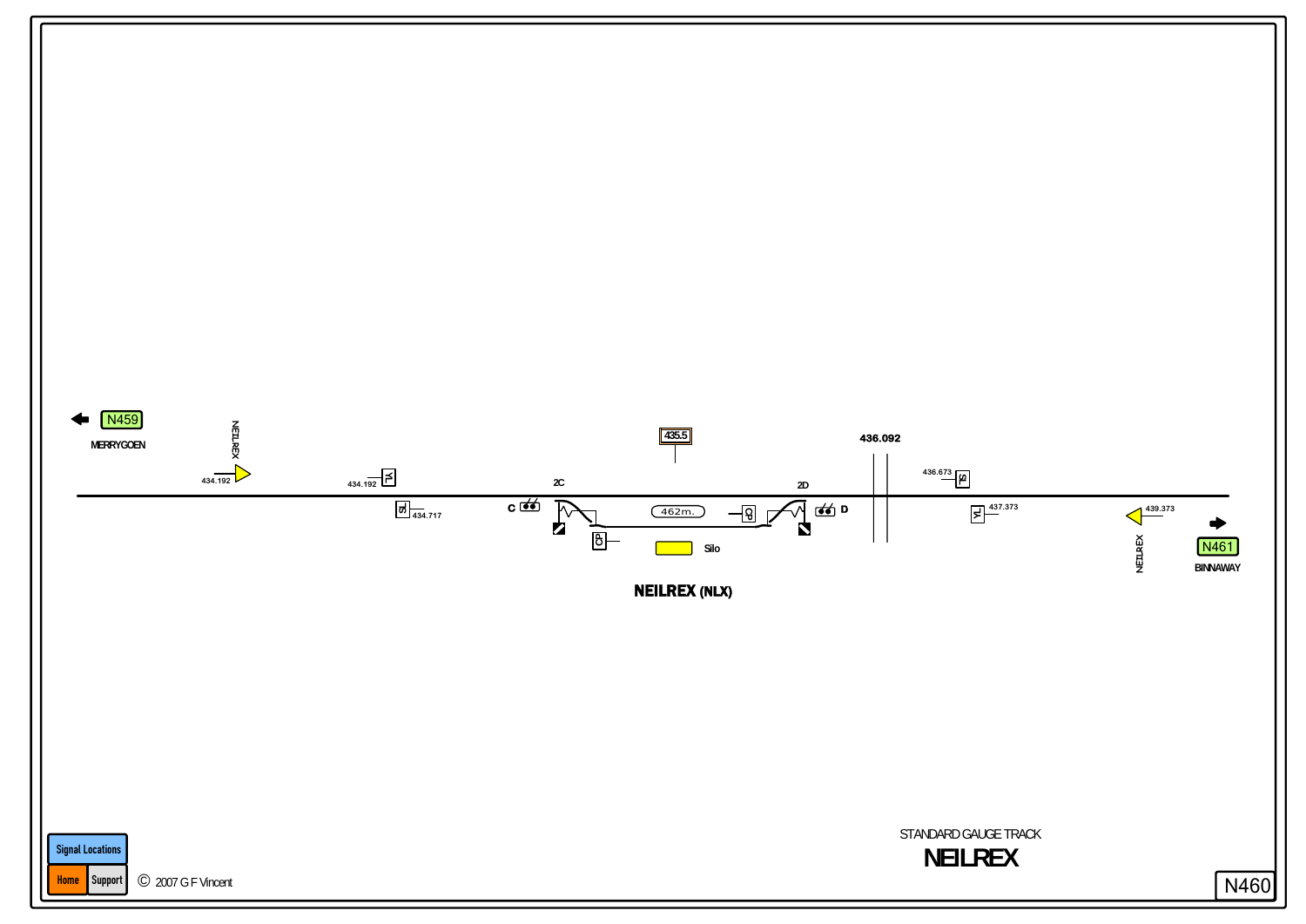N459

MERRYGOEN

NEILREX

434.192

434.192

434.717

C

2C

435.5

462m.

Silo

2D

D

436.092

436.673

437.373

439.373

NEILREX

N461

BINNAWAY

NEILREX (NLX)

Signal Locations

Home

Support

© 2007 G F Vincent

STANDARD GAUGE TRACK

# NEILREX

N460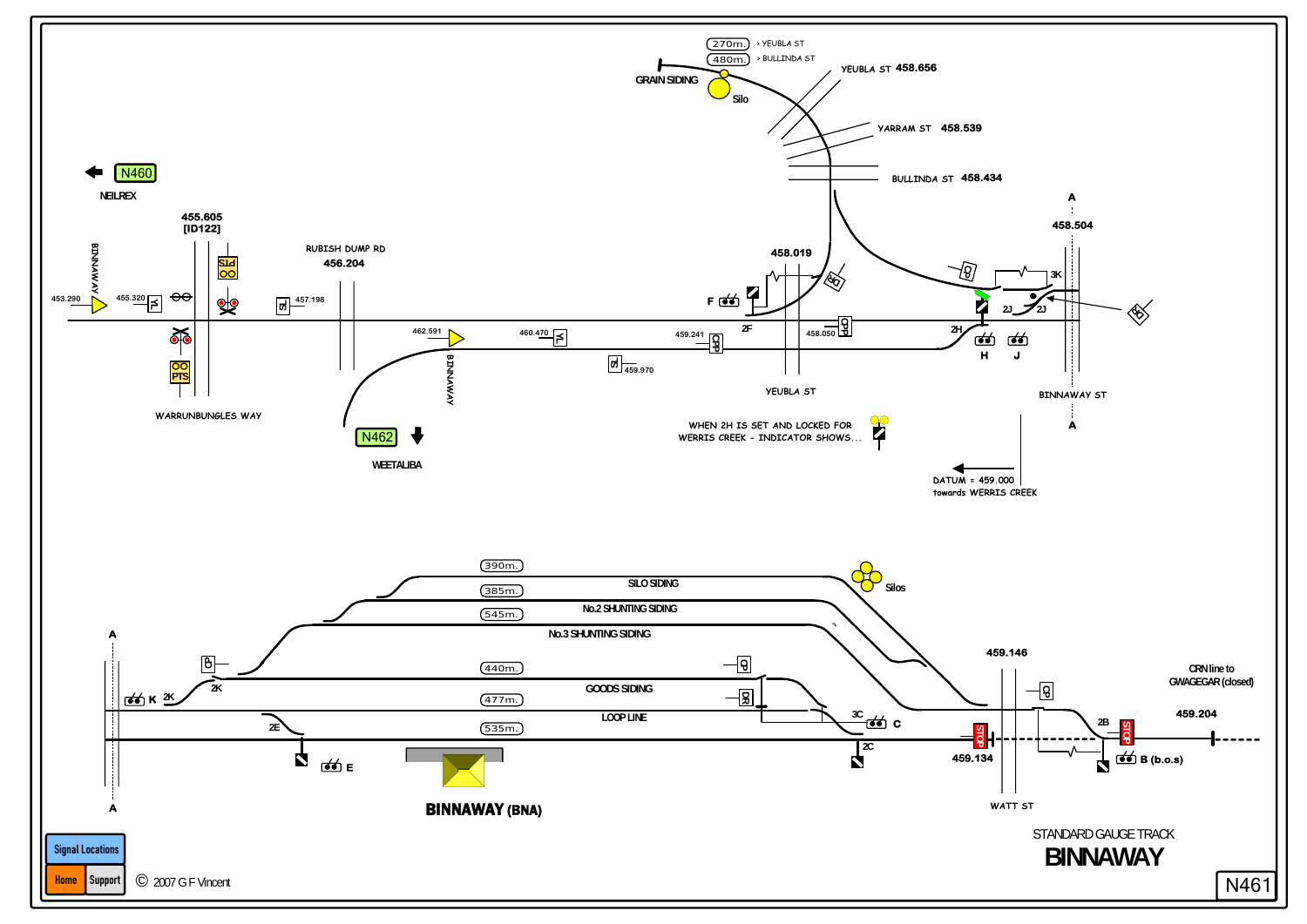# STANDARD GAUGE TRACK

# BINNAWAY

N461

N460 NEILREX

N462 WEETALIBA

455.605 [ID122]

WARRUNBUNGLES WAY

RUBISH DUMP RD 456.204

453.290 BINNAWAY

455.320 YL

457.198 TS

462.591 BINNAWAY

460.470 YL

459.970 TS

459.241 CPP

458.050 CPP

458.019

2F

F

YEUBLA ST

GRAIN SIDING

Silo

270m. > YEUBLA ST

480m. > BULLINDA ST

YEUBLA ST 458.656

YARRAM ST 458.539

BULLINDA ST 458.434

DR

CP

458.504

3K

2J 2J

2H

H J

DR

BINNAWAY ST

A

WHEN 2H IS SET AND LOCKED FOR WERRIS CREEK - INDICATOR SHOWS...

DATUM = 459.000 towards WERRIS CREEK

SILO SIDING 390m.

No.2 SHUNTING SIDING 385m.

No.3 SHUNTING SIDING 545m.

Silos

GOODS SIDING 440m.

LOOP LINE 477m.

535m.

K 2K 2K

2E

E

CP

DR

3C C

2C

459.146

459.134

STOP

CP

2B

STOP

B (b.o.s)

459.204

CRN line to GWAGEGAR (closed)

WATT ST

BINNAWAY (BNA)

Signal Locations

Home Support

© 2007 G F Vincent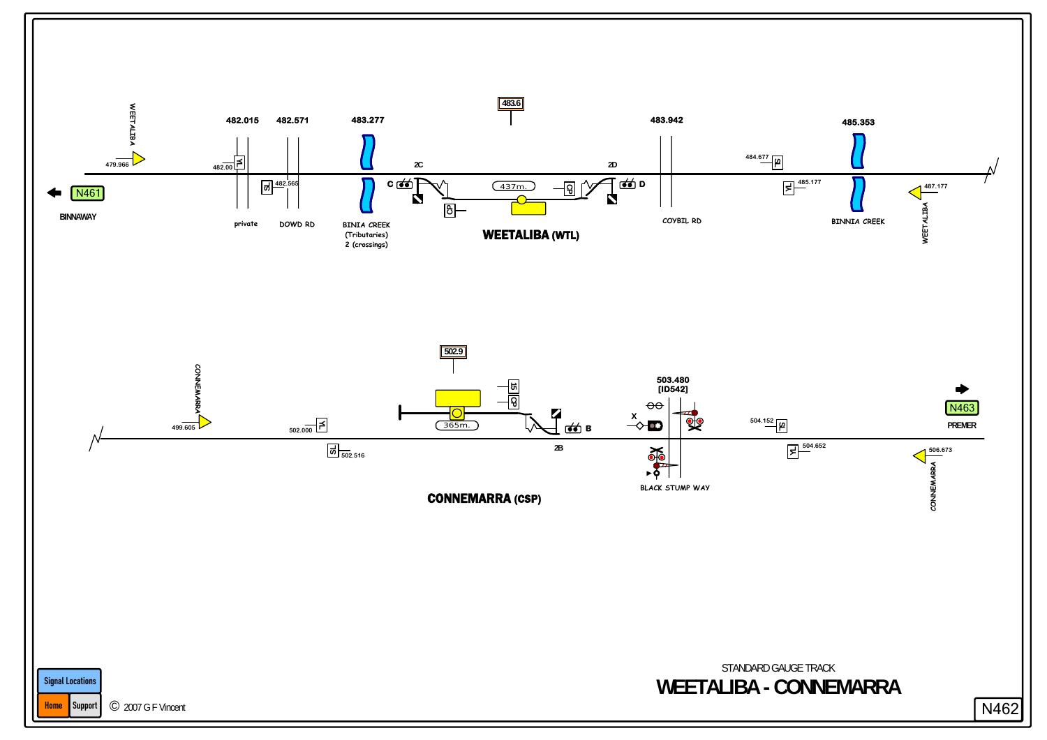WEETALIBA

479.966

N461

BINNAWAY

482.015

482.00

YL

SL

482.565

private

482.571

DOWD RD

483.277

BINIA CREEK
(Tributaries)
2 (crossings)

483.6

2C

C

CP

437m.

CP

2D

D

WEETALIBA (WTL)

483.942

COYBIL RD

484.677

SL

YL

485.177

485.353

BINNIA CREEK

487.177

WEETALIBA

CONNEMARRA

499.605

502.000

YL

SL

502.516

502.9

15

CP

365m.

B

2B

CONNEMARRA (CSP)

503.480
[ID542]

X

BLACK STUMP WAY

504.152

SL

YL

504.652

N463

PREMER

506.673

CONNEMARRA

Signal Locations

Home

Support

© 2007 G F Vincent

STANDARD GAUGE TRACK

# WEETALIBA - CONNEMARRA

N462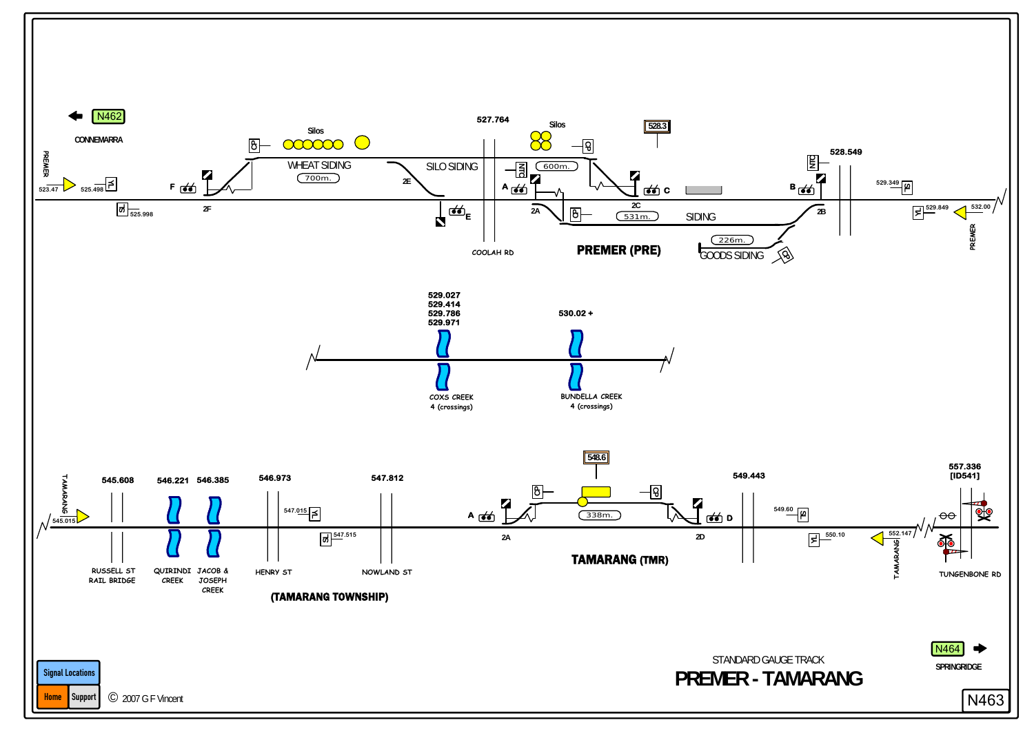N462
CONNEMARRA

PREMER
523.47
525.498 YL
525.998 SL
F
2F
Silos
WHEAT SIDING
700m.
2E
SILO SIDING
E
527.764
COOLAH RD
NTC
A
2A
Silos
600m.
CP
528.3
2C
C
531m.
SIDING
PREMER (PRE)
226m.
GOODS SIDING
CP
B
NTC
528.549
2B
529.349 SL
529.849 YL
532.00
PREMER

529.027
529.414
529.786
529.971
COXS CREEK
4 (crossings)

530.02 +
BUNDELLA CREEK
4 (crossings)

TAMARANG
545.015
545.608
RUSSELL ST RAIL BRIDGE
546.221
QUIRINDI CREEK
546.385
JACOB & JOSEPH CREEK
546.973
HENRY ST
547.015 YL
547.515 SL
547.812
NOWLAND ST
(TAMARANG TOWNSHIP)
A
2A
CP
548.6
338m.
CP
2D
D
TAMARANG (TMR)
549.443
549.60 SL
550.10 YL
552.147
TAMARANG
557.336
[ID541]
TUNGENBONE RD

N464
SPRINGRIDGE

STANDARD GAUGE TRACK
# PREMER - TAMARANG

N463

Signal Locations
Home
Support
© 2007 G F Vincent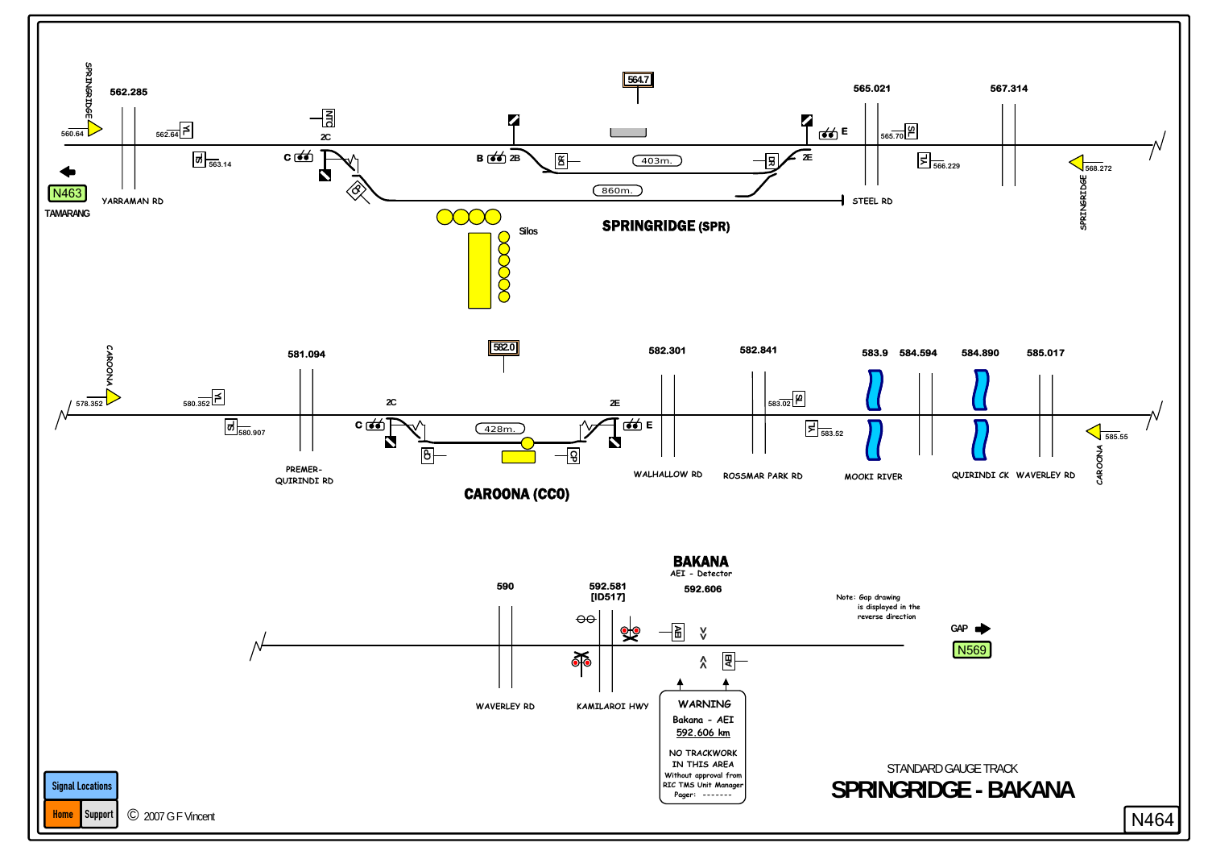SPRINGRIDGE

562.285

560.64

562.64

563.14

YL

TS

N463

TAMARANG

YARRAMAN RD

NTC

2C

C

CO

564.7

B

2B

DR

403m.

860m.

DR

2E

E

Silos

SPRINGRIDGE (SPR)

565.021

567.314

565.70

SL

YL

566.229

568.272

STEEL RD

SPRINGRIDGE

CAROONA

578.352

580.352

YL

TS

580.907

581.094

PREMER-QUIRINDI RD

582.0

2C

C

CP

428m.

CP

2E

E

CAROONA (CCO)

582.301

WALHALLOW RD

582.841

ROSSMAR PARK RD

583.02

SL

YL

583.52

583.9

MOOKI RIVER

584.594

584.890

QUIRINDI CK

585.017

WAVERLEY RD

585.55

CAROONA

BAKANA

AEI - Detector

590

WAVERLEY RD

592.581
[ID517]

KAMILAROI HWY

592.606

AB

AB

WARNING

Bakana - AEI

592.606 km

NO TRACKWORK
IN THIS AREA
Without approval from
RIC TMS Unit Manager
Pager: -------

Note: Gap drawing
is displayed in the
reverse direction

GAP

N569

STANDARD GAUGE TRACK

SPRINGRIDGE - BAKANA

N464

Signal Locations

Home

Support

© 2007 G F Vincent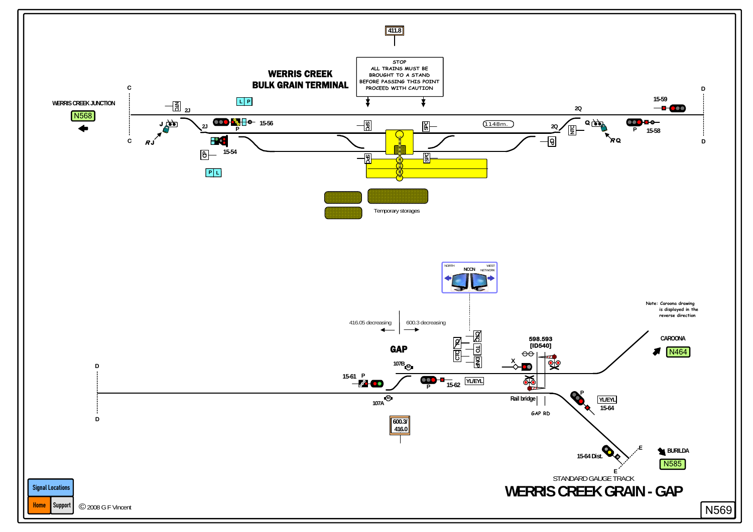# WERRIS CREEK GRAIN - GAP

STANDARD GAUGE TRACK

## WERRIS CREEK BULK GRAIN TERMINAL

411.8

STOP
ALL TRAINS MUST BE
BROUGHT TO A STAND
BEFORE PASSING THIS POINT
PROCEED WITH CAUTION

WERRIS CREEK JUNCTION

N568

C

C

D

D

NTC

2J

2J

J

RJ

L P

P L

15-56

P

15-54

OP

SPC

SPC

SPC

SPC

1148m.

2Q

2Q

NTC

Q

RQ

15-59

P

15-58

OP

Temporary storages

NORTH

NCCN

WEST NETWORK

## GAP

416.05 decreasing

600.3 decreasing

OOC

TO

DNP

OP

CTC

107B

15-61

P

107A

P

15-62

YL/EYL

600.3/
416.0

598.593
[ID540]

X

Rail bridge

GAP RD

Note: Caroona drawing is displayed in the reverse direction

CAROONA

N464

P

YL/EYL

15-64

15-64 Dist.

E

E

BURILDA

N585

D

D

Signal Locations

Home

Support

© 2008 G F Vincent

N569